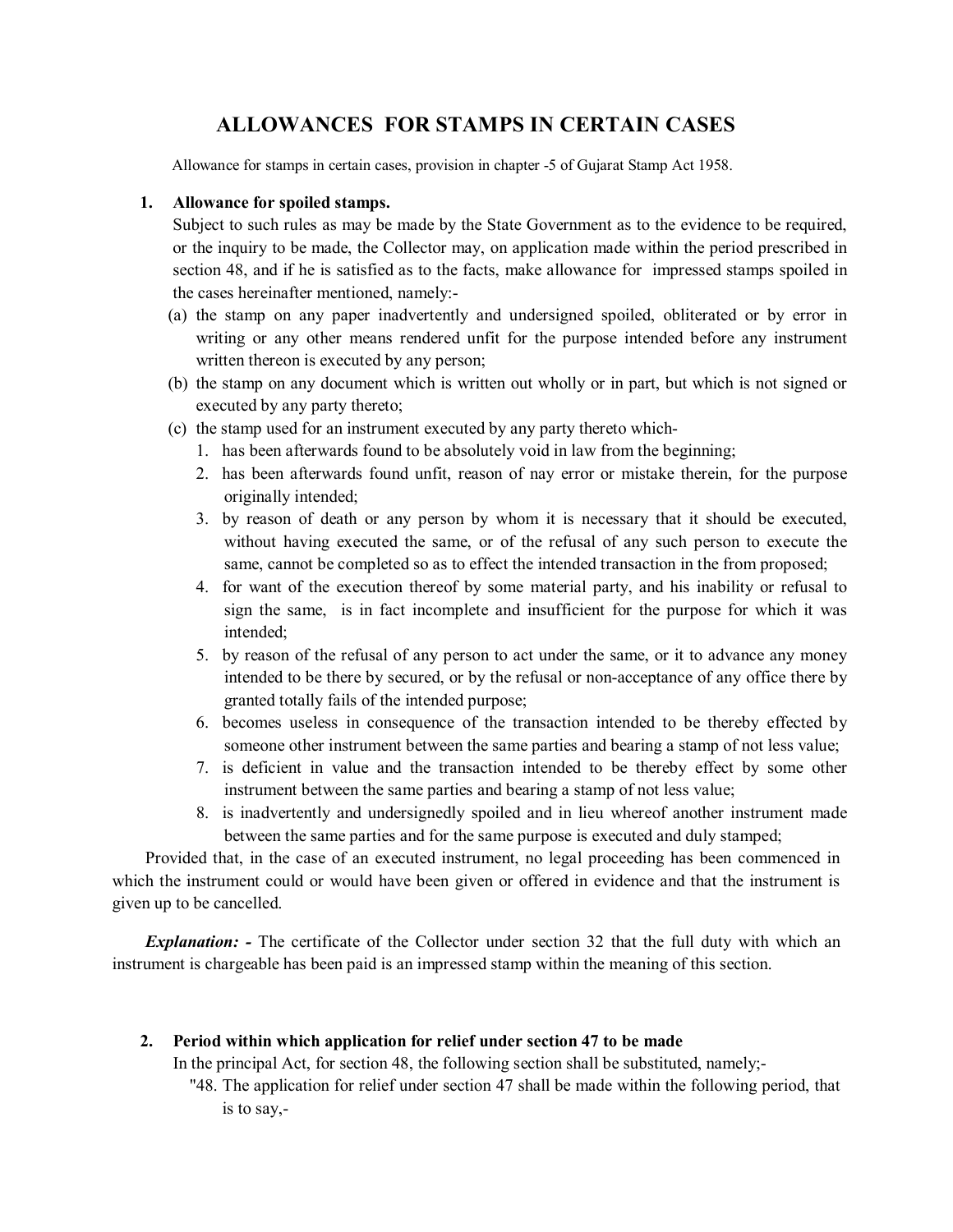# ALLOWANCES FOR STAMPS IN CERTAIN CASES

Allowance for stamps in certain cases, provision in chapter -5 of Gujarat Stamp Act 1958.

1. **Allowance for spoiled stamps.**
   Subject to such rules as may be made by the State Government as to the evidence to be required, or the inquiry to be made, the Collector may, on application made within the period prescribed in section 48, and if he is satisfied as to the facts, make allowance for impressed stamps spoiled in the cases hereinafter mentioned, namely:-
   (a) the stamp on any paper inadvertently and undersigned spoiled, obliterated or by error in writing or any other means rendered unfit for the purpose intended before any instrument written thereon is executed by any person;
   (b) the stamp on any document which is written out wholly or in part, but which is not signed or executed by any party thereto;
   (c) the stamp used for an instrument executed by any party thereto which-
      1. has been afterwards found to be absolutely void in law from the beginning;
      2. has been afterwards found unfit, reason of nay error or mistake therein, for the purpose originally intended;
      3. by reason of death or any person by whom it is necessary that it should be executed, without having executed the same, or of the refusal of any such person to execute the same, cannot be completed so as to effect the intended transaction in the from proposed;
      4. for want of the execution thereof by some material party, and his inability or refusal to sign the same, is in fact incomplete and insufficient for the purpose for which it was intended;
      5. by reason of the refusal of any person to act under the same, or it to advance any money intended to be there by secured, or by the refusal or non-acceptance of any office there by granted totally fails of the intended purpose;
      6. becomes useless in consequence of the transaction intended to be thereby effected by someone other instrument between the same parties and bearing a stamp of not less value;
      7. is deficient in value and the transaction intended to be thereby effect by some other instrument between the same parties and bearing a stamp of not less value;
      8. is inadvertently and undersignedly spoiled and in lieu whereof another instrument made between the same parties and for the same purpose is executed and duly stamped;

   Provided that, in the case of an executed instrument, no legal proceeding has been commenced in which the instrument could or would have been given or offered in evidence and that the instrument is given up to be cancelled.

   ***Explanation: -*** The certificate of the Collector under section 32 that the full duty with which an instrument is chargeable has been paid is an impressed stamp within the meaning of this section.

2. **Period within which application for relief under section 47 to be made**
   In the principal Act, for section 48, the following section shall be substituted, namely;-
   "48. The application for relief under section 47 shall be made within the following period, that is to say,-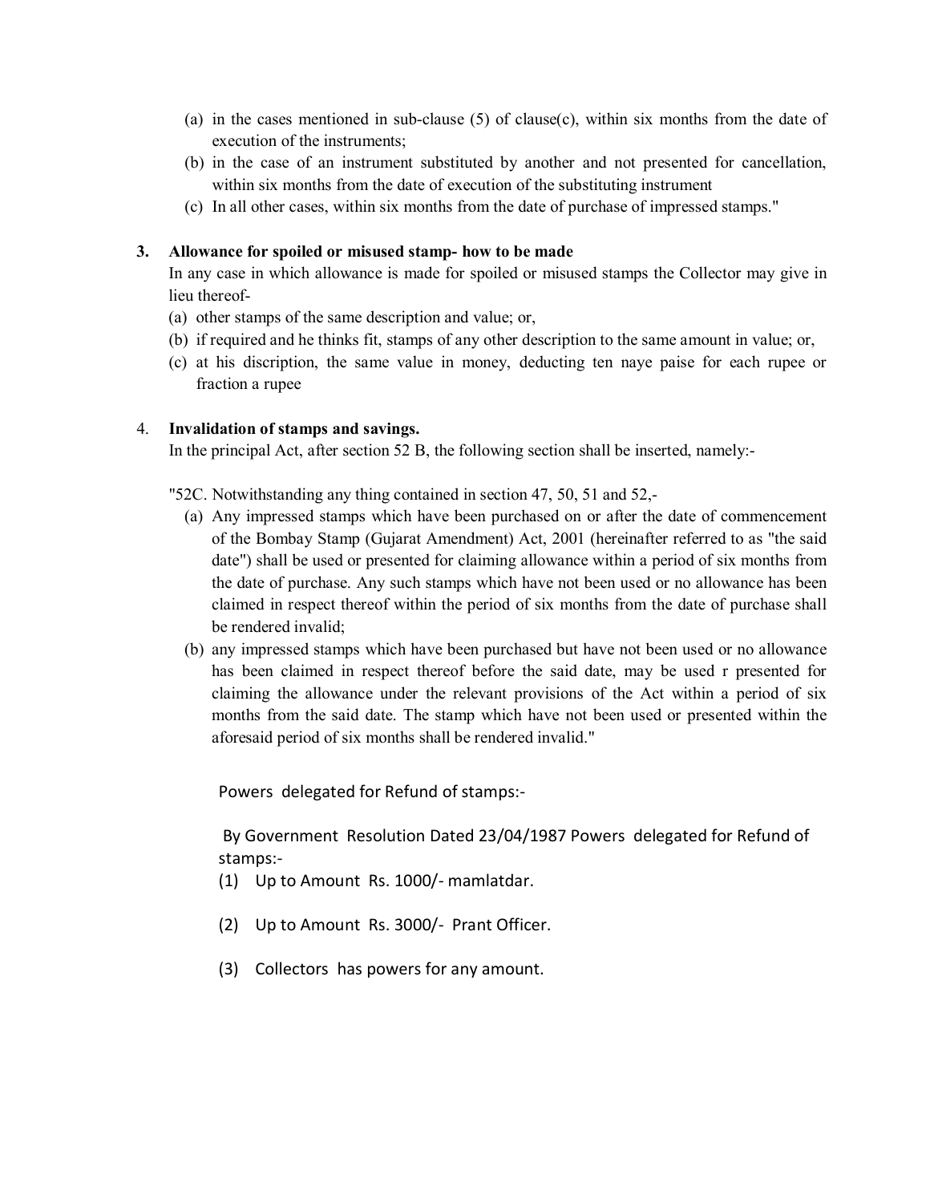(a) in the cases mentioned in sub-clause (5) of clause(c), within six months from the date of execution of the instruments;

(b) in the case of an instrument substituted by another and not presented for cancellation, within six months from the date of execution of the substituting instrument

(c) In all other cases, within six months from the date of purchase of impressed stamps."

**3. Allowance for spoiled or misused stamp- how to be made**

In any case in which allowance is made for spoiled or misused stamps the Collector may give in lieu thereof-

(a) other stamps of the same description and value; or,

(b) if required and he thinks fit, stamps of any other description to the same amount in value; or,

(c) at his discription, the same value in money, deducting ten naye paise for each rupee or fraction a rupee

4. **Invalidation of stamps and savings.**

In the principal Act, after section 52 B, the following section shall be inserted, namely:-

"52C. Notwithstanding any thing contained in section 47, 50, 51 and 52,-

(a) Any impressed stamps which have been purchased on or after the date of commencement of the Bombay Stamp (Gujarat Amendment) Act, 2001 (hereinafter referred to as "the said date") shall be used or presented for claiming allowance within a period of six months from the date of purchase. Any such stamps which have not been used or no allowance has been claimed in respect thereof within the period of six months from the date of purchase shall be rendered invalid;

(b) any impressed stamps which have been purchased but have not been used or no allowance has been claimed in respect thereof before the said date, may be used r presented for claiming the allowance under the relevant provisions of the Act within a period of six months from the said date. The stamp which have not been used or presented within the aforesaid period of six months shall be rendered invalid."

Powers delegated for Refund of stamps:-

By Government Resolution Dated 23/04/1987 Powers delegated for Refund of stamps:-

(1) Up to Amount Rs. 1000/- mamlatdar.

(2) Up to Amount Rs. 3000/- Prant Officer.

(3) Collectors has powers for any amount.